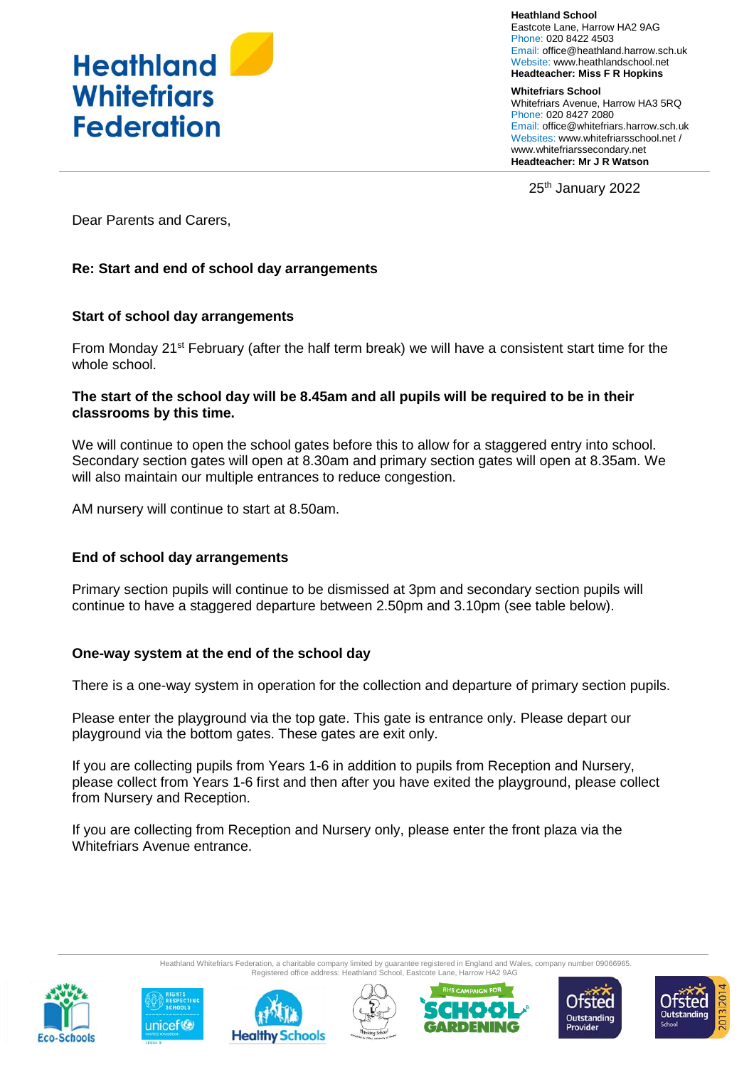# Heathland Whitefriars Federation

**Heathland School**
Eastcote Lane, Harrow HA2 9AG
Phone: 020 8422 4503
Email: office@heathland.harrow.sch.uk
Website: www.heathlandschool.net
**Headteacher: Miss F R Hopkins**

**Whitefriars School**
Whitefriars Avenue, Harrow HA3 5RQ
Phone: 020 8427 2080
Email: office@whitefriars.harrow.sch.uk
Websites: www.whitefriarsschool.net / www.whitefriarssecondary.net
**Headteacher: Mr J R Watson**

25th January 2022

Dear Parents and Carers,

**Re: Start and end of school day arrangements**

## Start of school day arrangements

From Monday 21st February (after the half term break) we will have a consistent start time for the whole school.

**The start of the school day will be 8.45am and all pupils will be required to be in their classrooms by this time.**

We will continue to open the school gates before this to allow for a staggered entry into school. Secondary section gates will open at 8.30am and primary section gates will open at 8.35am. We will also maintain our multiple entrances to reduce congestion.

AM nursery will continue to start at 8.50am.

## End of school day arrangements

Primary section pupils will continue to be dismissed at 3pm and secondary section pupils will continue to have a staggered departure between 2.50pm and 3.10pm (see table below).

## One-way system at the end of the school day

There is a one-way system in operation for the collection and departure of primary section pupils.

Please enter the playground via the top gate. This gate is entrance only. Please depart our playground via the bottom gates. These gates are exit only.

If you are collecting pupils from Years 1-6 in addition to pupils from Reception and Nursery, please collect from Years 1-6 first and then after you have exited the playground, please collect from Nursery and Reception.

If you are collecting from Reception and Nursery only, please enter the front plaza via the Whitefriars Avenue entrance.

Heathland Whitefriars Federation, a charitable company limited by guarantee registered in England and Wales, company number 09066965.
Registered office address: Heathland School, Eastcote Lane, Harrow HA2 9AG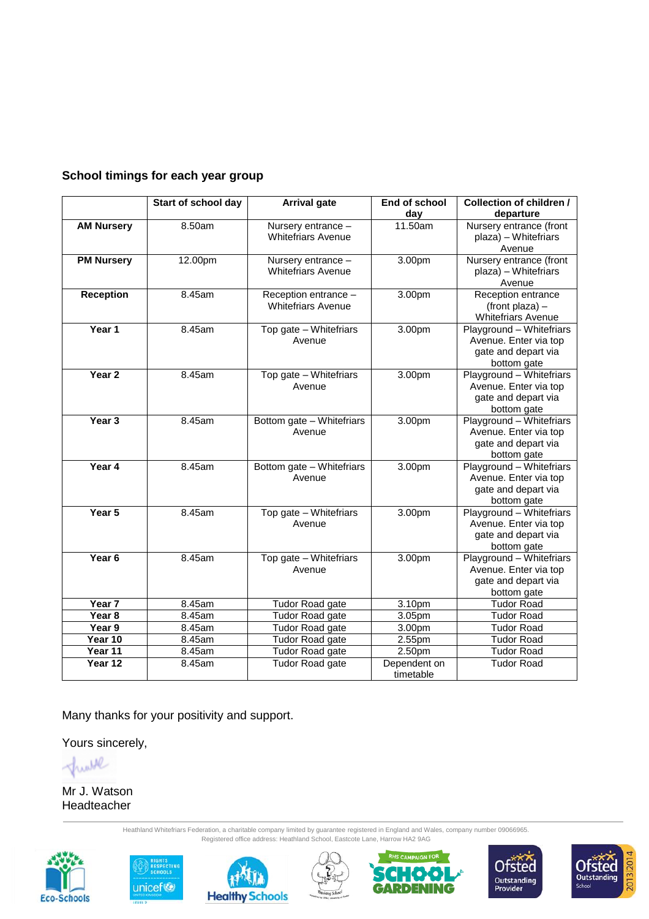## School timings for each year group

| | Start of school day | Arrival gate | End of school day | Collection of children / departure |
|---|---|---|---|---|
| **AM Nursery** | 8.50am | Nursery entrance – Whitefriars Avenue | 11.50am | Nursery entrance (front plaza) – Whitefriars Avenue |
| **PM Nursery** | 12.00pm | Nursery entrance – Whitefriars Avenue | 3.00pm | Nursery entrance (front plaza) – Whitefriars Avenue |
| **Reception** | 8.45am | Reception entrance – Whitefriars Avenue | 3.00pm | Reception entrance (front plaza) – Whitefriars Avenue |
| **Year 1** | 8.45am | Top gate – Whitefriars Avenue | 3.00pm | Playground – Whitefriars Avenue. Enter via top gate and depart via bottom gate |
| **Year 2** | 8.45am | Top gate – Whitefriars Avenue | 3.00pm | Playground – Whitefriars Avenue. Enter via top gate and depart via bottom gate |
| **Year 3** | 8.45am | Bottom gate – Whitefriars Avenue | 3.00pm | Playground – Whitefriars Avenue. Enter via top gate and depart via bottom gate |
| **Year 4** | 8.45am | Bottom gate – Whitefriars Avenue | 3.00pm | Playground – Whitefriars Avenue. Enter via top gate and depart via bottom gate |
| **Year 5** | 8.45am | Top gate – Whitefriars Avenue | 3.00pm | Playground – Whitefriars Avenue. Enter via top gate and depart via bottom gate |
| **Year 6** | 8.45am | Top gate – Whitefriars Avenue | 3.00pm | Playground – Whitefriars Avenue. Enter via top gate and depart via bottom gate |
| **Year 7** | 8.45am | Tudor Road gate | 3.10pm | Tudor Road |
| **Year 8** | 8.45am | Tudor Road gate | 3.05pm | Tudor Road |
| **Year 9** | 8.45am | Tudor Road gate | 3.00pm | Tudor Road |
| **Year 10** | 8.45am | Tudor Road gate | 2.55pm | Tudor Road |
| **Year 11** | 8.45am | Tudor Road gate | 2.50pm | Tudor Road |
| **Year 12** | 8.45am | Tudor Road gate | Dependent on timetable | Tudor Road |

Many thanks for your positivity and support.

Yours sincerely,

Mr J. Watson
Headteacher

Heathland Whitefriars Federation, a charitable company limited by guarantee registered in England and Wales, company number 09066965.
Registered office address: Heathland School, Eastcote Lane, Harrow HA2 9AG